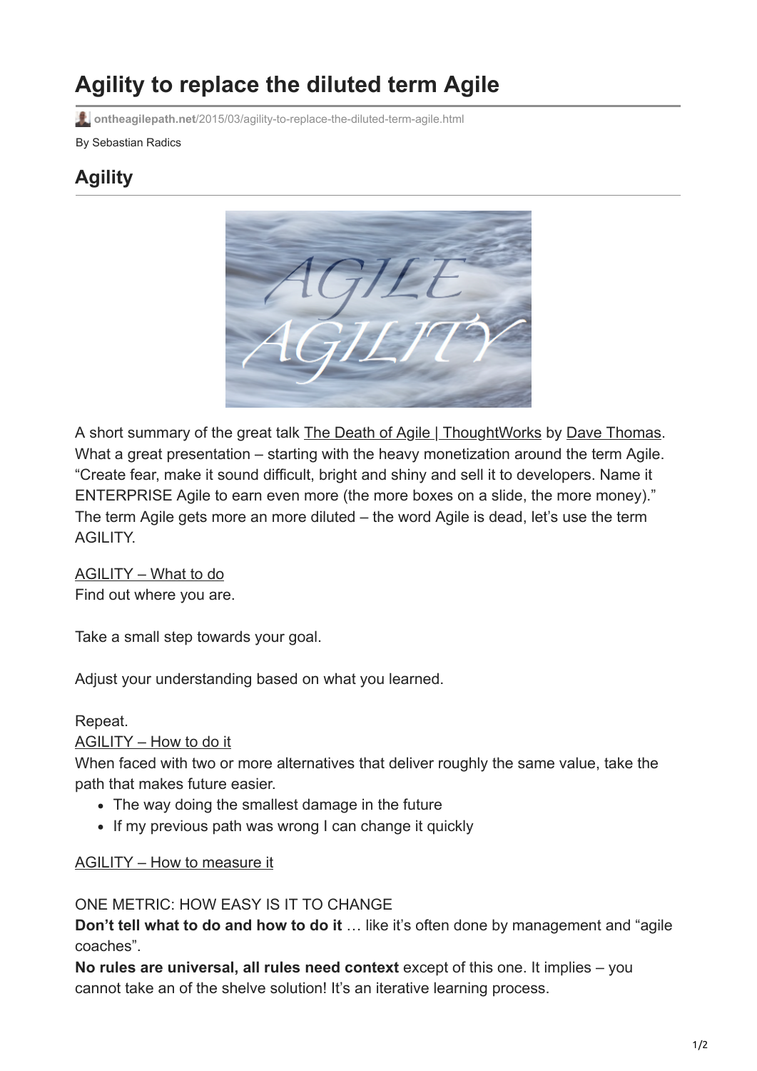# Agility to replace the diluted term Agile

ontheagilepath.net/2015/03/agility-to-replace-the-diluted-term-agile.html

By Sebastian Radics

## Agility

A short summary of the great talk The Death of Agile | ThoughtWorks by Dave Thomas. What a great presentation – starting with the heavy monetization around the term Agile. "Create fear, make it sound difficult, bright and shiny and sell it to developers. Name it ENTERPRISE Agile to earn even more (the more boxes on a slide, the more money)." The term Agile gets more an more diluted – the word Agile is dead, let's use the term AGILITY.

AGILITY – What to do
Find out where you are.

Take a small step towards your goal.

Adjust your understanding based on what you learned.

Repeat.
AGILITY – How to do it
When faced with two or more alternatives that deliver roughly the same value, take the path that makes future easier.

- The way doing the smallest damage in the future
- If my previous path was wrong I can change it quickly

AGILITY – How to measure it

ONE METRIC: HOW EASY IS IT TO CHANGE
**Don't tell what to do and how to do it** … like it's often done by management and "agile coaches".
**No rules are universal, all rules need context** except of this one. It implies – you cannot take an of the shelve solution! It's an iterative learning process.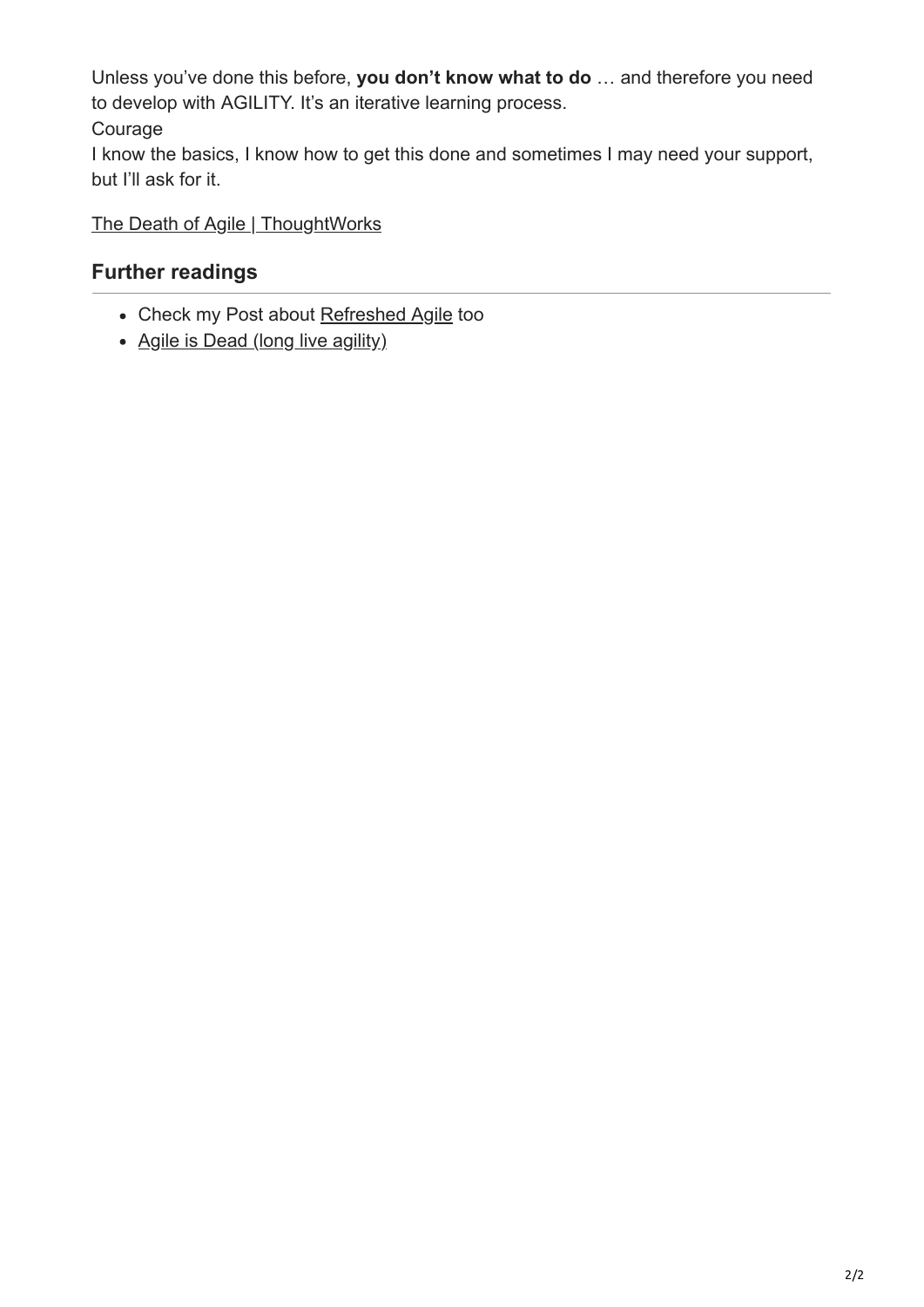Unless you've done this before, **you don't know what to do** … and therefore you need to develop with AGILITY. It's an iterative learning process.
Courage
I know the basics, I know how to get this done and sometimes I may need your support, but I'll ask for it.

The Death of Agile | ThoughtWorks

## Further readings

- Check my Post about Refreshed Agile too
- Agile is Dead (long live agility)